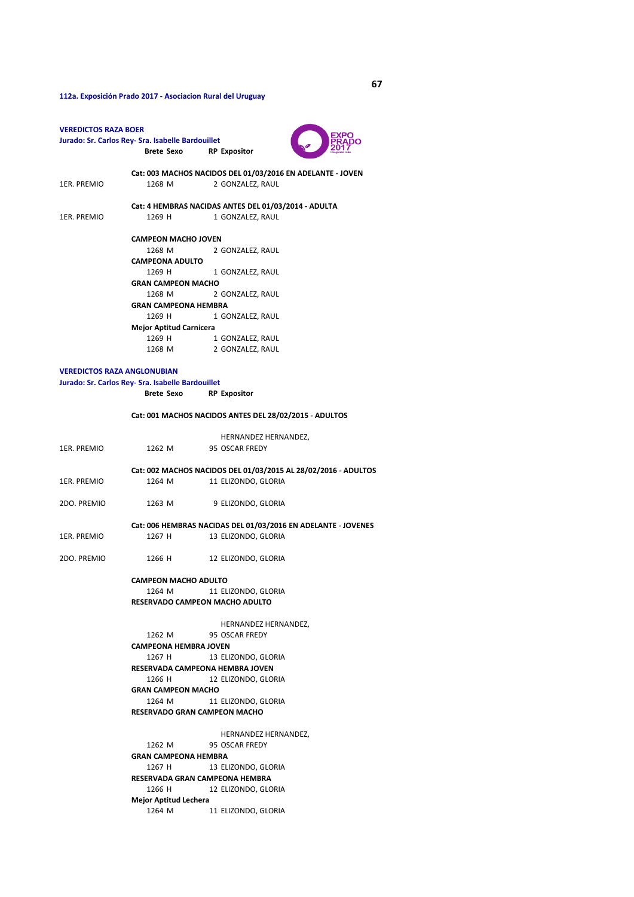**112a. Exposición Prado 2017 - Asociacion Rural del Uruguay**

**VEREDICTOS RAZA BOER**

**Jurado: Sr. Carlos Rey- Sra. Isabelle Bardouillet**

| | Brete | Sexo | RP | Expositor |
|---|---|---|---|---|
| | **Cat: 003 MACHOS NACIDOS DEL 01/03/2016 EN ADELANTE - JOVEN** | | | |
| 1ER. PREMIO | 1268 | M | 2 | GONZALEZ, RAUL |
| | **Cat: 4 HEMBRAS NACIDAS ANTES DEL 01/03/2014 - ADULTA** | | | |
| 1ER. PREMIO | 1269 | H | 1 | GONZALEZ, RAUL |
| | **CAMPEON MACHO JOVEN** | | | |
| | 1268 | M | 2 | GONZALEZ, RAUL |
| | **CAMPEONA ADULTO** | | | |
| | 1269 | H | 1 | GONZALEZ, RAUL |
| | **GRAN CAMPEON MACHO** | | | |
| | 1268 | M | 2 | GONZALEZ, RAUL |
| | **GRAN CAMPEONA HEMBRA** | | | |
| | 1269 | H | 1 | GONZALEZ, RAUL |
| | **Mejor Aptitud Carnicera** | | | |
| | 1269 | H | 1 | GONZALEZ, RAUL |
| | 1268 | M | 2 | GONZALEZ, RAUL |

**VEREDICTOS RAZA ANGLONUBIAN**

**Jurado: Sr. Carlos Rey- Sra. Isabelle Bardouillet**

| | Brete | Sexo | RP | Expositor |
|---|---|---|---|---|
| | **Cat: 001 MACHOS NACIDOS ANTES DEL 28/02/2015 - ADULTOS** | | | |
| 1ER. PREMIO | 1262 | M | 95 | HERNANDEZ HERNANDEZ, OSCAR FREDY |
| | **Cat: 002 MACHOS NACIDOS DEL 01/03/2015 AL 28/02/2016 - ADULTOS** | | | |
| 1ER. PREMIO | 1264 | M | 11 | ELIZONDO, GLORIA |
| 2DO. PREMIO | 1263 | M | 9 | ELIZONDO, GLORIA |
| | **Cat: 006 HEMBRAS NACIDAS DEL 01/03/2016 EN ADELANTE - JOVENES** | | | |
| 1ER. PREMIO | 1267 | H | 13 | ELIZONDO, GLORIA |
| 2DO. PREMIO | 1266 | H | 12 | ELIZONDO, GLORIA |
| | **CAMPEON MACHO ADULTO** | | | |
| | 1264 | M | 11 | ELIZONDO, GLORIA |
| | **RESERVADO CAMPEON MACHO ADULTO** | | | |
| | 1262 | M | 95 | HERNANDEZ HERNANDEZ, OSCAR FREDY |
| | **CAMPEONA HEMBRA JOVEN** | | | |
| | 1267 | H | 13 | ELIZONDO, GLORIA |
| | **RESERVADA CAMPEONA HEMBRA JOVEN** | | | |
| | 1266 | H | 12 | ELIZONDO, GLORIA |
| | **GRAN CAMPEON MACHO** | | | |
| | 1264 | M | 11 | ELIZONDO, GLORIA |
| | **RESERVADO GRAN CAMPEON MACHO** | | | |
| | 1262 | M | 95 | HERNANDEZ HERNANDEZ, OSCAR FREDY |
| | **GRAN CAMPEONA HEMBRA** | | | |
| | 1267 | H | 13 | ELIZONDO, GLORIA |
| | **RESERVADA GRAN CAMPEONA HEMBRA** | | | |
| | 1266 | H | 12 | ELIZONDO, GLORIA |
| | **Mejor Aptitud Lechera** | | | |
| | 1264 | M | 11 | ELIZONDO, GLORIA |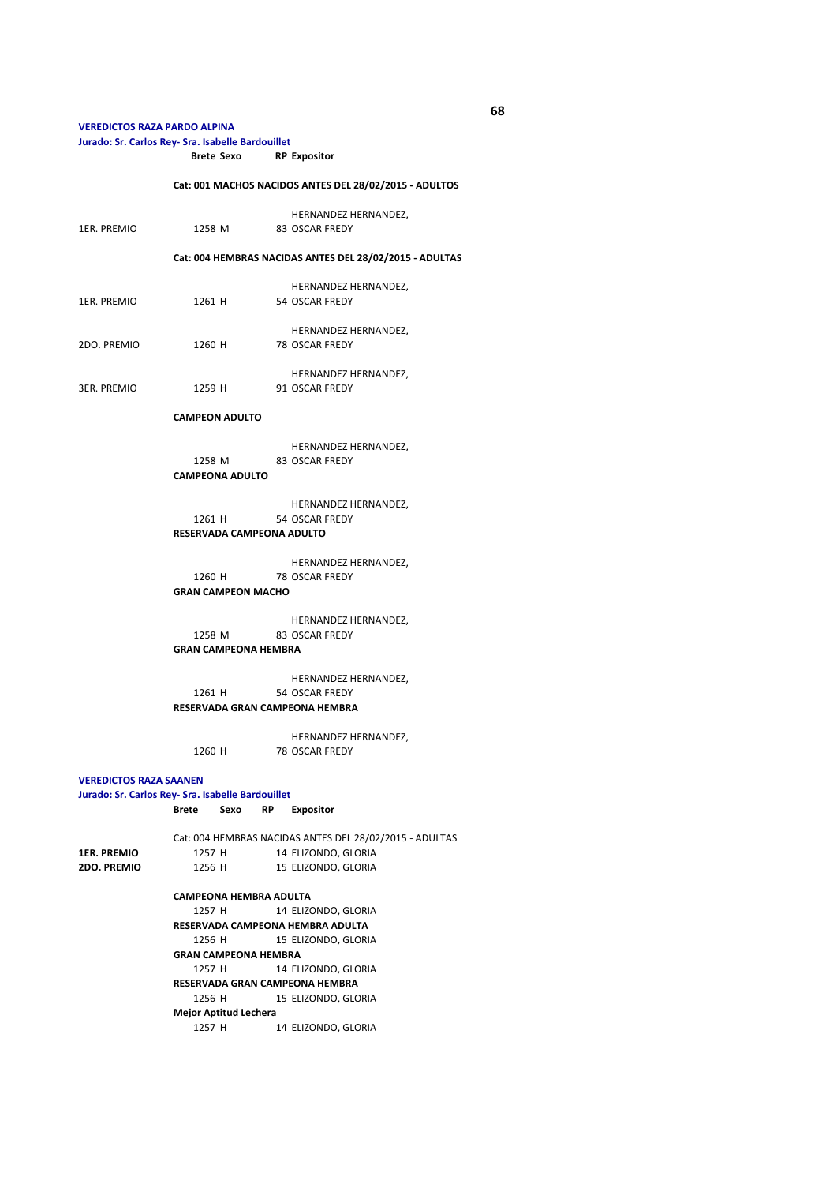**VEREDICTOS RAZA PARDO ALPINA**

**Jurado: Sr. Carlos Rey- Sra. Isabelle Bardouillet**

| | Brete | Sexo | RP | Expositor |
|---|---|---|---|---|
| | | | | **Cat: 001 MACHOS NACIDOS ANTES DEL 28/02/2015 - ADULTOS** |
| 1ER. PREMIO | 1258 | M | 83 | HERNANDEZ HERNANDEZ, OSCAR FREDY |
| | | | | **Cat: 004 HEMBRAS NACIDAS ANTES DEL 28/02/2015 - ADULTAS** |
| 1ER. PREMIO | 1261 | H | 54 | HERNANDEZ HERNANDEZ, OSCAR FREDY |
| 2DO. PREMIO | 1260 | H | 78 | HERNANDEZ HERNANDEZ, OSCAR FREDY |
| 3ER. PREMIO | 1259 | H | 91 | HERNANDEZ HERNANDEZ, OSCAR FREDY |

**CAMPEON ADULTO**

1258 M 83 HERNANDEZ HERNANDEZ, OSCAR FREDY

**CAMPEONA ADULTO**

1261 H 54 HERNANDEZ HERNANDEZ, OSCAR FREDY

**RESERVADA CAMPEONA ADULTO**

1260 H 78 HERNANDEZ HERNANDEZ, OSCAR FREDY

**GRAN CAMPEON MACHO**

1258 M 83 HERNANDEZ HERNANDEZ, OSCAR FREDY

**GRAN CAMPEONA HEMBRA**

1261 H 54 HERNANDEZ HERNANDEZ, OSCAR FREDY

**RESERVADA GRAN CAMPEONA HEMBRA**

1260 H 78 HERNANDEZ HERNANDEZ, OSCAR FREDY

**VEREDICTOS RAZA SAANEN**

**Jurado: Sr. Carlos Rey- Sra. Isabelle Bardouillet**

| | Brete | Sexo | RP | Expositor |
|---|---|---|---|---|
| | | | | Cat: 004 HEMBRAS NACIDAS ANTES DEL 28/02/2015 - ADULTAS |
| **1ER. PREMIO** | 1257 | H | 14 | ELIZONDO, GLORIA |
| **2DO. PREMIO** | 1256 | H | 15 | ELIZONDO, GLORIA |

**CAMPEONA HEMBRA ADULTA**

1257 H 14 ELIZONDO, GLORIA

**RESERVADA CAMPEONA HEMBRA ADULTA**

1256 H 15 ELIZONDO, GLORIA

**GRAN CAMPEONA HEMBRA**

1257 H 14 ELIZONDO, GLORIA

**RESERVADA GRAN CAMPEONA HEMBRA**

1256 H 15 ELIZONDO, GLORIA

**Mejor Aptitud Lechera**

1257 H 14 ELIZONDO, GLORIA